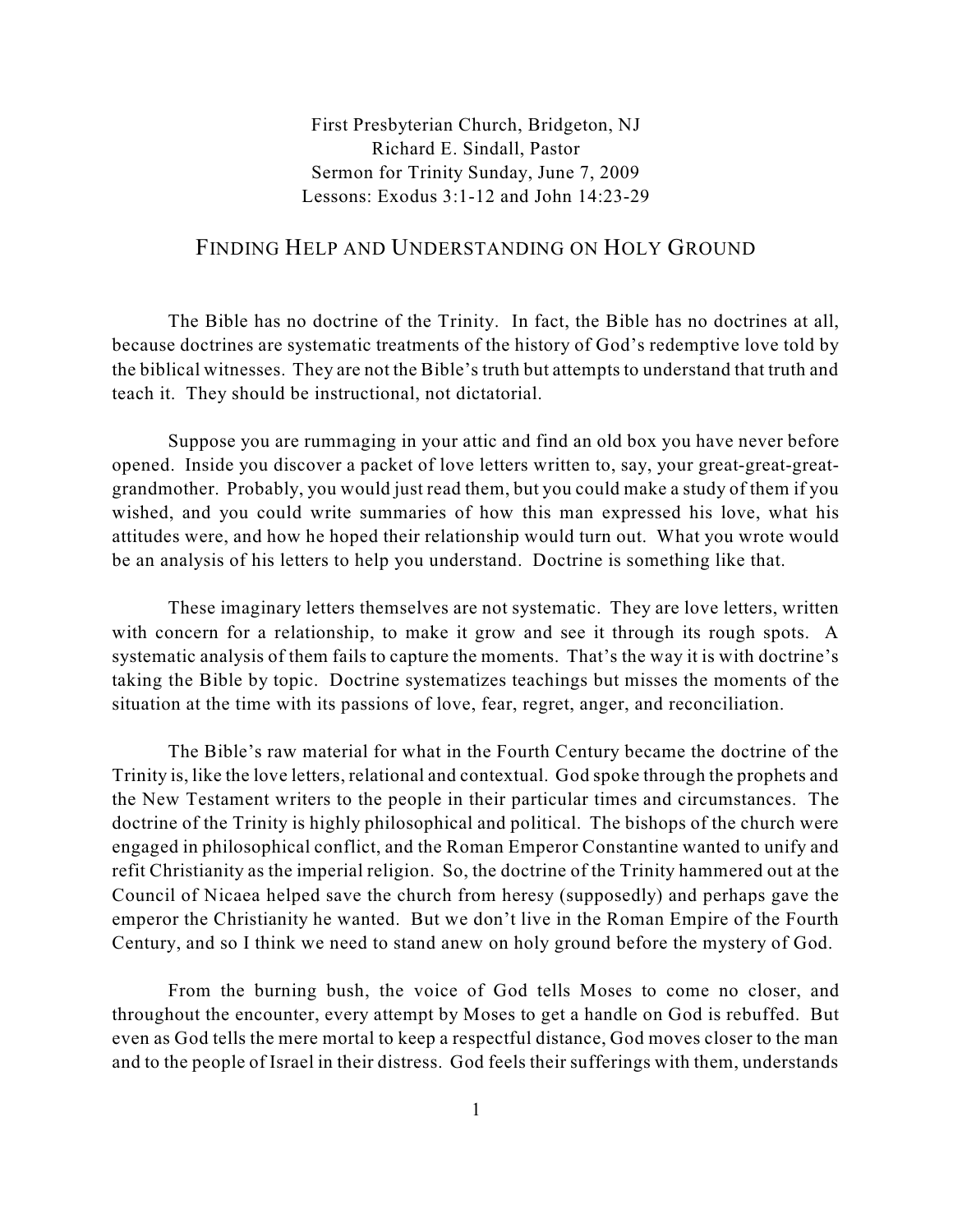First Presbyterian Church, Bridgeton, NJ
Richard E. Sindall, Pastor
Sermon for Trinity Sunday, June 7, 2009
Lessons: Exodus 3:1-12 and John 14:23-29

# Finding Help and Understanding on Holy Ground

The Bible has no doctrine of the Trinity. In fact, the Bible has no doctrines at all, because doctrines are systematic treatments of the history of God's redemptive love told by the biblical witnesses. They are not the Bible's truth but attempts to understand that truth and teach it. They should be instructional, not dictatorial.

Suppose you are rummaging in your attic and find an old box you have never before opened. Inside you discover a packet of love letters written to, say, your great-great-great-grandmother. Probably, you would just read them, but you could make a study of them if you wished, and you could write summaries of how this man expressed his love, what his attitudes were, and how he hoped their relationship would turn out. What you wrote would be an analysis of his letters to help you understand. Doctrine is something like that.

These imaginary letters themselves are not systematic. They are love letters, written with concern for a relationship, to make it grow and see it through its rough spots. A systematic analysis of them fails to capture the moments. That's the way it is with doctrine's taking the Bible by topic. Doctrine systematizes teachings but misses the moments of the situation at the time with its passions of love, fear, regret, anger, and reconciliation.

The Bible's raw material for what in the Fourth Century became the doctrine of the Trinity is, like the love letters, relational and contextual. God spoke through the prophets and the New Testament writers to the people in their particular times and circumstances. The doctrine of the Trinity is highly philosophical and political. The bishops of the church were engaged in philosophical conflict, and the Roman Emperor Constantine wanted to unify and refit Christianity as the imperial religion. So, the doctrine of the Trinity hammered out at the Council of Nicaea helped save the church from heresy (supposedly) and perhaps gave the emperor the Christianity he wanted. But we don't live in the Roman Empire of the Fourth Century, and so I think we need to stand anew on holy ground before the mystery of God.

From the burning bush, the voice of God tells Moses to come no closer, and throughout the encounter, every attempt by Moses to get a handle on God is rebuffed. But even as God tells the mere mortal to keep a respectful distance, God moves closer to the man and to the people of Israel in their distress. God feels their sufferings with them, understands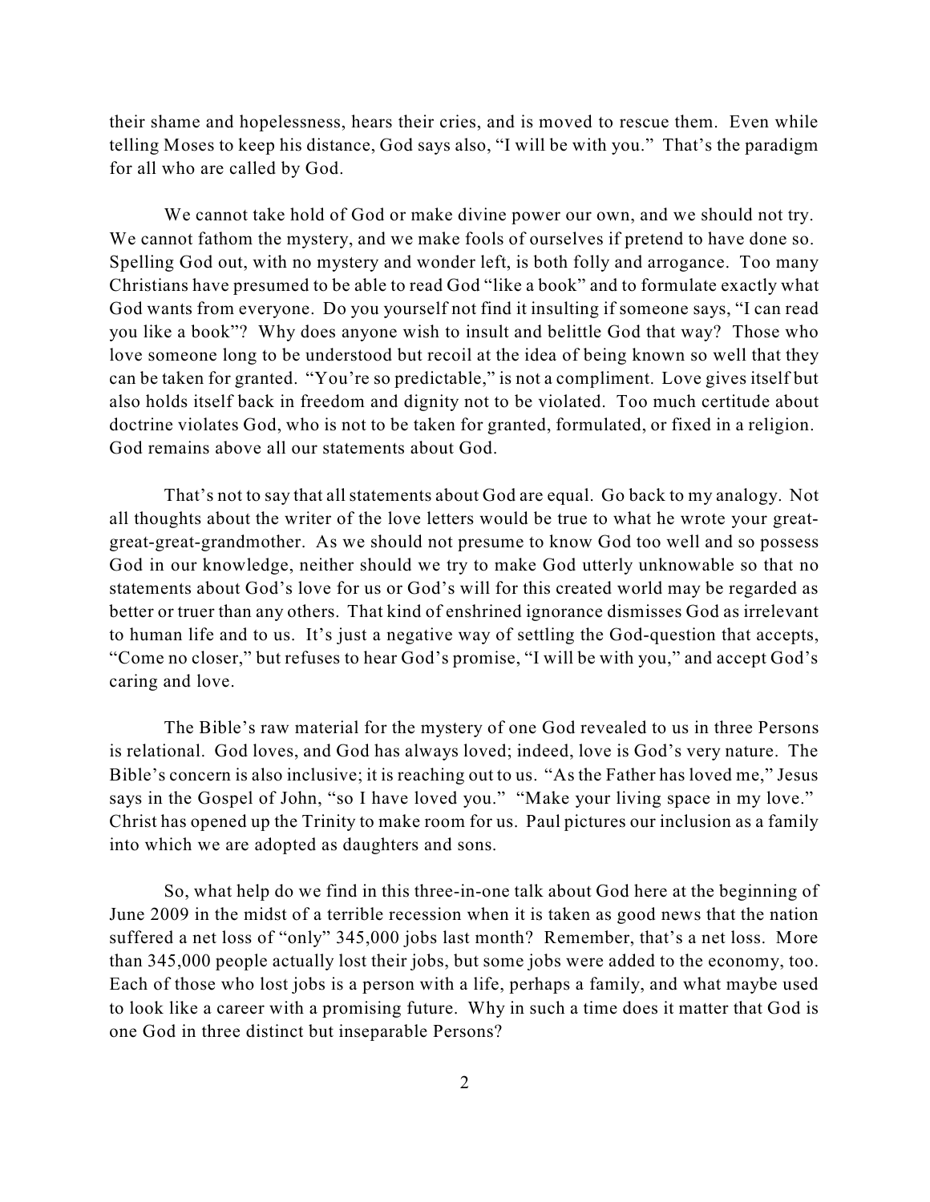their shame and hopelessness, hears their cries, and is moved to rescue them. Even while telling Moses to keep his distance, God says also, "I will be with you." That's the paradigm for all who are called by God.

We cannot take hold of God or make divine power our own, and we should not try. We cannot fathom the mystery, and we make fools of ourselves if pretend to have done so. Spelling God out, with no mystery and wonder left, is both folly and arrogance. Too many Christians have presumed to be able to read God "like a book" and to formulate exactly what God wants from everyone. Do you yourself not find it insulting if someone says, "I can read you like a book"? Why does anyone wish to insult and belittle God that way? Those who love someone long to be understood but recoil at the idea of being known so well that they can be taken for granted. "You're so predictable," is not a compliment. Love gives itself but also holds itself back in freedom and dignity not to be violated. Too much certitude about doctrine violates God, who is not to be taken for granted, formulated, or fixed in a religion. God remains above all our statements about God.

That's not to say that all statements about God are equal. Go back to my analogy. Not all thoughts about the writer of the love letters would be true to what he wrote your great-great-great-grandmother. As we should not presume to know God too well and so possess God in our knowledge, neither should we try to make God utterly unknowable so that no statements about God's love for us or God's will for this created world may be regarded as better or truer than any others. That kind of enshrined ignorance dismisses God as irrelevant to human life and to us. It's just a negative way of settling the God-question that accepts, "Come no closer," but refuses to hear God's promise, "I will be with you," and accept God's caring and love.

The Bible's raw material for the mystery of one God revealed to us in three Persons is relational. God loves, and God has always loved; indeed, love is God's very nature. The Bible's concern is also inclusive; it is reaching out to us. "As the Father has loved me," Jesus says in the Gospel of John, "so I have loved you." "Make your living space in my love." Christ has opened up the Trinity to make room for us. Paul pictures our inclusion as a family into which we are adopted as daughters and sons.

So, what help do we find in this three-in-one talk about God here at the beginning of June 2009 in the midst of a terrible recession when it is taken as good news that the nation suffered a net loss of "only" 345,000 jobs last month? Remember, that's a net loss. More than 345,000 people actually lost their jobs, but some jobs were added to the economy, too. Each of those who lost jobs is a person with a life, perhaps a family, and what maybe used to look like a career with a promising future. Why in such a time does it matter that God is one God in three distinct but inseparable Persons?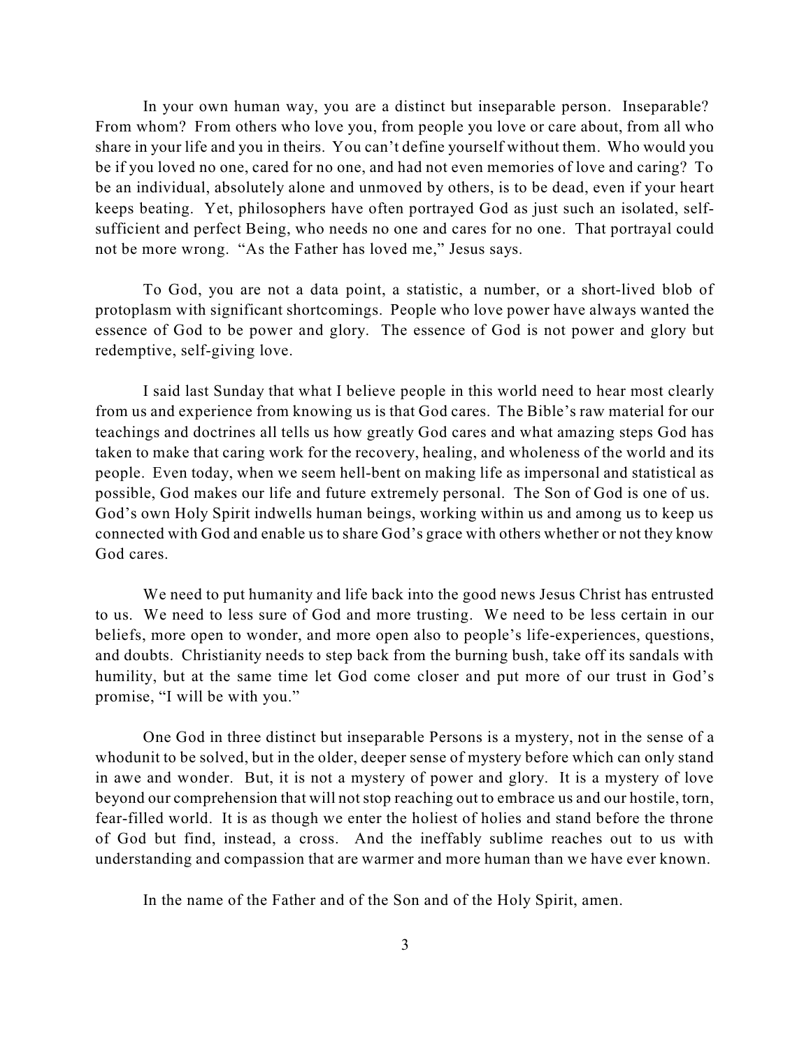In your own human way, you are a distinct but inseparable person. Inseparable? From whom? From others who love you, from people you love or care about, from all who share in your life and you in theirs. You can't define yourself without them. Who would you be if you loved no one, cared for no one, and had not even memories of love and caring? To be an individual, absolutely alone and unmoved by others, is to be dead, even if your heart keeps beating. Yet, philosophers have often portrayed God as just such an isolated, self-sufficient and perfect Being, who needs no one and cares for no one. That portrayal could not be more wrong. "As the Father has loved me," Jesus says.

To God, you are not a data point, a statistic, a number, or a short-lived blob of protoplasm with significant shortcomings. People who love power have always wanted the essence of God to be power and glory. The essence of God is not power and glory but redemptive, self-giving love.

I said last Sunday that what I believe people in this world need to hear most clearly from us and experience from knowing us is that God cares. The Bible's raw material for our teachings and doctrines all tells us how greatly God cares and what amazing steps God has taken to make that caring work for the recovery, healing, and wholeness of the world and its people. Even today, when we seem hell-bent on making life as impersonal and statistical as possible, God makes our life and future extremely personal. The Son of God is one of us. God's own Holy Spirit indwells human beings, working within us and among us to keep us connected with God and enable us to share God's grace with others whether or not they know God cares.

We need to put humanity and life back into the good news Jesus Christ has entrusted to us. We need to less sure of God and more trusting. We need to be less certain in our beliefs, more open to wonder, and more open also to people's life-experiences, questions, and doubts. Christianity needs to step back from the burning bush, take off its sandals with humility, but at the same time let God come closer and put more of our trust in God's promise, "I will be with you."

One God in three distinct but inseparable Persons is a mystery, not in the sense of a whodunit to be solved, but in the older, deeper sense of mystery before which can only stand in awe and wonder. But, it is not a mystery of power and glory. It is a mystery of love beyond our comprehension that will not stop reaching out to embrace us and our hostile, torn, fear-filled world. It is as though we enter the holiest of holies and stand before the throne of God but find, instead, a cross. And the ineffably sublime reaches out to us with understanding and compassion that are warmer and more human than we have ever known.

In the name of the Father and of the Son and of the Holy Spirit, amen.